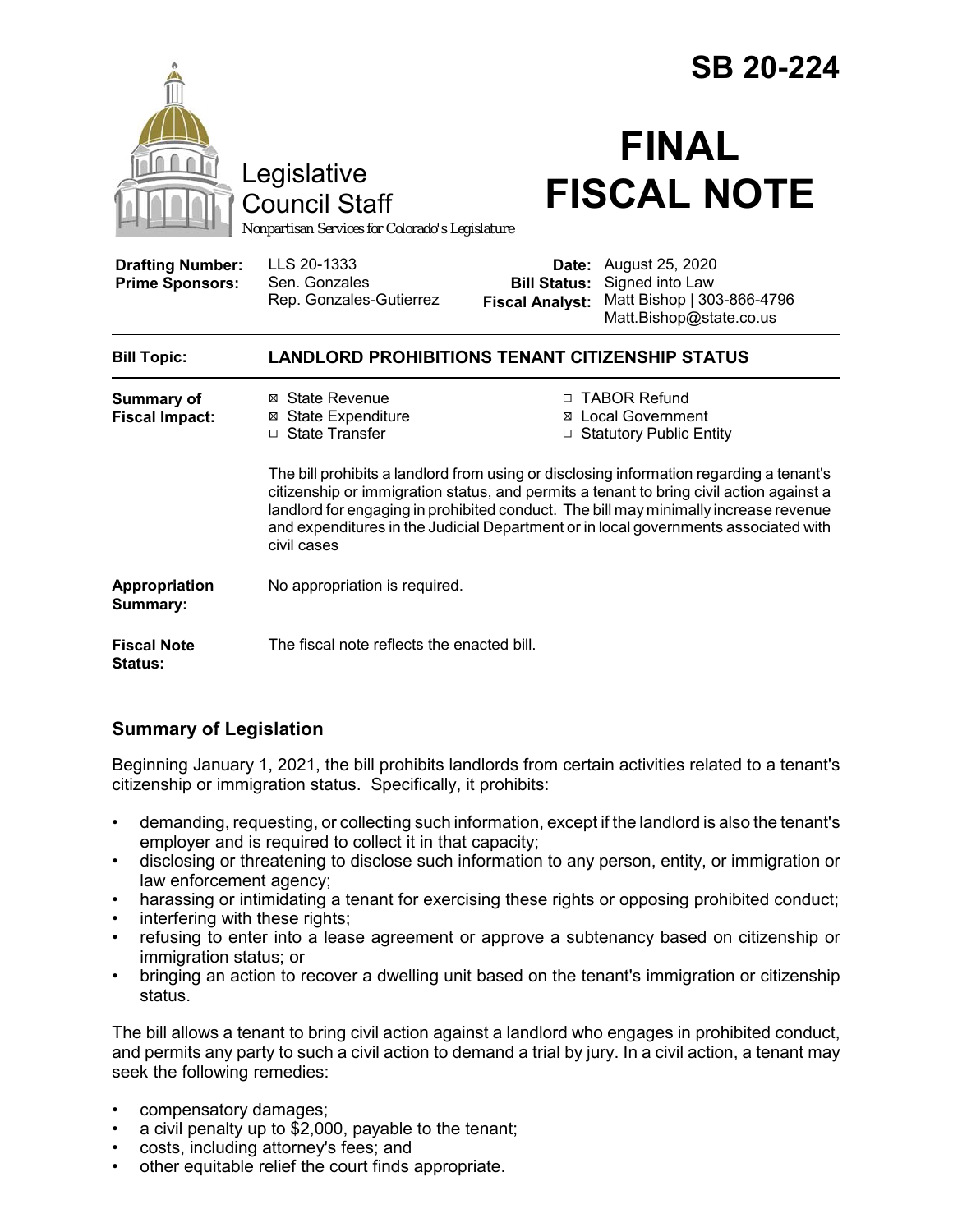# SB 20-224

Legislative Council Staff
*Nonpartisan Services for Colorado's Legislature*

# FINAL FISCAL NOTE

| | | | |
|---|---|---|---|
| **Drafting Number:** | LLS 20-1333 | **Date:** | August 25, 2020 |
| **Prime Sponsors:** | Sen. Gonzales<br>Rep. Gonzales-Gutierrez | **Bill Status:** | Signed into Law |
| | | **Fiscal Analyst:** | Matt Bishop \| 303-866-4796<br>Matt.Bishop@state.co.us |

| | |
|---|---|
| **Bill Topic:** | **LANDLORD PROHIBITIONS TENANT CITIZENSHIP STATUS** |
| **Summary of Fiscal Impact:** | ☒ State Revenue ☒ State Expenditure ☐ State Transfer ☐ TABOR Refund ☒ Local Government ☐ Statutory Public Entity<br><br>The bill prohibits a landlord from using or disclosing information regarding a tenant's citizenship or immigration status, and permits a tenant to bring civil action against a landlord for engaging in prohibited conduct. The bill may minimally increase revenue and expenditures in the Judicial Department or in local governments associated with civil cases |
| **Appropriation Summary:** | No appropriation is required. |
| **Fiscal Note Status:** | The fiscal note reflects the enacted bill. |

## Summary of Legislation

Beginning January 1, 2021, the bill prohibits landlords from certain activities related to a tenant's citizenship or immigration status. Specifically, it prohibits:

- demanding, requesting, or collecting such information, except if the landlord is also the tenant's employer and is required to collect it in that capacity;
- disclosing or threatening to disclose such information to any person, entity, or immigration or law enforcement agency;
- harassing or intimidating a tenant for exercising these rights or opposing prohibited conduct;
- interfering with these rights;
- refusing to enter into a lease agreement or approve a subtenancy based on citizenship or immigration status; or
- bringing an action to recover a dwelling unit based on the tenant's immigration or citizenship status.

The bill allows a tenant to bring civil action against a landlord who engages in prohibited conduct, and permits any party to such a civil action to demand a trial by jury. In a civil action, a tenant may seek the following remedies:

- compensatory damages;
- a civil penalty up to $2,000, payable to the tenant;
- costs, including attorney's fees; and
- other equitable relief the court finds appropriate.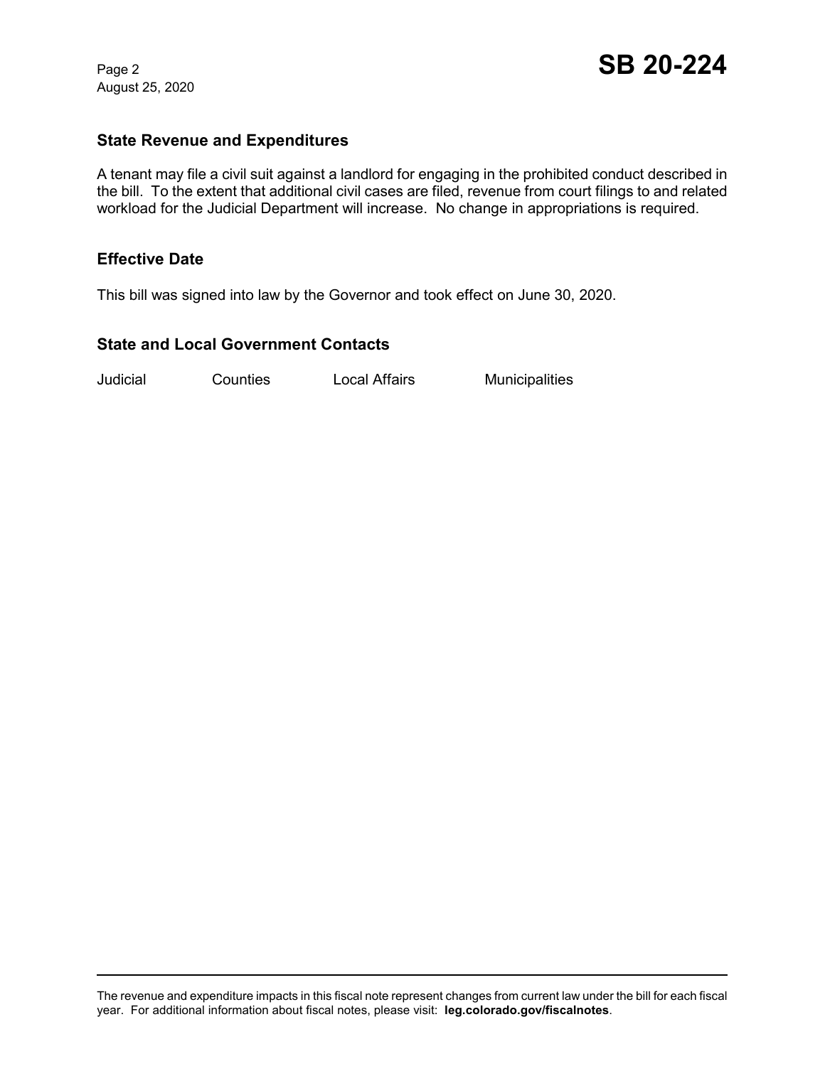## State Revenue and Expenditures

A tenant may file a civil suit against a landlord for engaging in the prohibited conduct described in the bill. To the extent that additional civil cases are filed, revenue from court filings to and related workload for the Judicial Department will increase. No change in appropriations is required.

## Effective Date

This bill was signed into law by the Governor and took effect on June 30, 2020.

## State and Local Government Contacts

| | | | |
|---|---|---|---|
| Judicial | Counties | Local Affairs | Municipalities |

The revenue and expenditure impacts in this fiscal note represent changes from current law under the bill for each fiscal year. For additional information about fiscal notes, please visit: **leg.colorado.gov/fiscalnotes**.